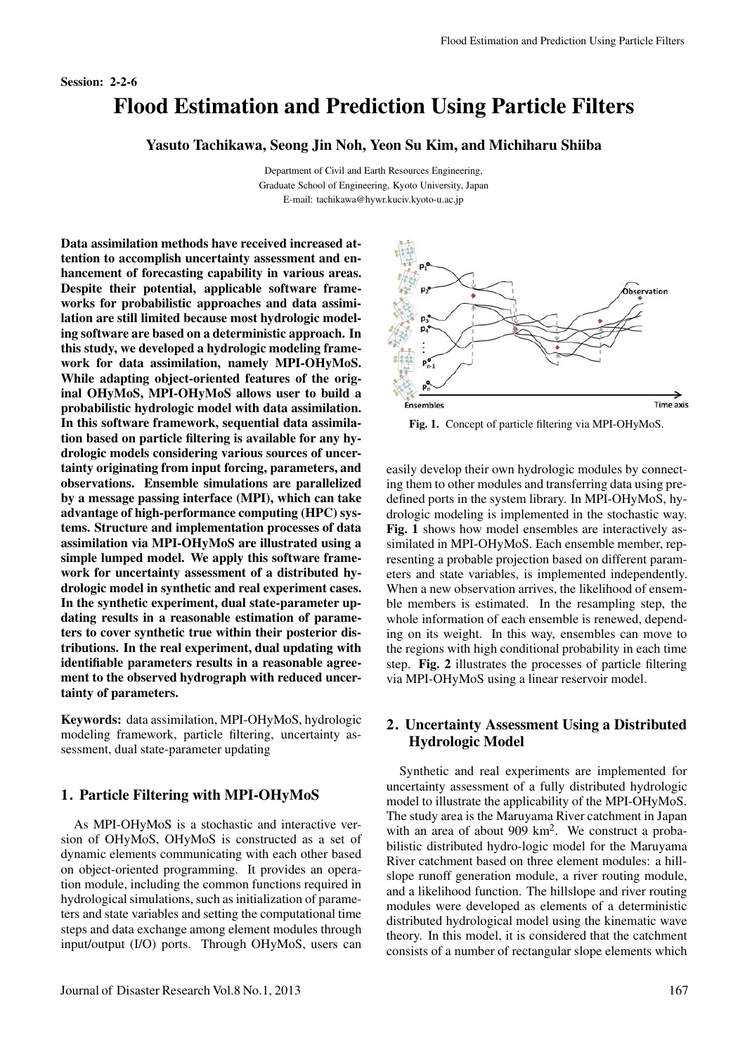Session: 2-2-6

# Flood Estimation and Prediction Using Particle Filters

**Yasuto Tachikawa, Seong Jin Noh, Yeon Su Kim, and Michiharu Shiiba**

Department of Civil and Earth Resources Engineering,
Graduate School of Engineering, Kyoto University, Japan
E-mail: tachikawa@hywr.kuciv.kyoto-u.ac.jp

**Data assimilation methods have received increased attention to accomplish uncertainty assessment and enhancement of forecasting capability in various areas. Despite their potential, applicable software frameworks for probabilistic approaches and data assimilation are still limited because most hydrologic modeling software are based on a deterministic approach. In this study, we developed a hydrologic modeling framework for data assimilation, namely MPI-OHyMoS. While adapting object-oriented features of the original OHyMoS, MPI-OHyMoS allows user to build a probabilistic hydrologic model with data assimilation. In this software framework, sequential data assimilation based on particle filtering is available for any hydrologic models considering various sources of uncertainty originating from input forcing, parameters, and observations. Ensemble simulations are parallelized by a message passing interface (MPI), which can take advantage of high-performance computing (HPC) systems. Structure and implementation processes of data assimilation via MPI-OHyMoS are illustrated using a simple lumped model. We apply this software framework for uncertainty assessment of a distributed hydrologic model in synthetic and real experiment cases. In the synthetic experiment, dual state-parameter updating results in a reasonable estimation of parameters to cover synthetic true within their posterior distributions. In the real experiment, dual updating with identifiable parameters results in a reasonable agreement to the observed hydrograph with reduced uncertainty of parameters.**

**Keywords:** data assimilation, MPI-OHyMoS, hydrologic modeling framework, particle filtering, uncertainty assessment, dual state-parameter updating

## 1. Particle Filtering with MPI-OHyMoS

As MPI-OHyMoS is a stochastic and interactive version of OHyMoS, OHyMoS is constructed as a set of dynamic elements communicating with each other based on object-oriented programming. It provides an operation module, including the common functions required in hydrological simulations, such as initialization of parameters and state variables and setting the computational time steps and data exchange among element modules through input/output (I/O) ports. Through OHyMoS, users can easily develop their own hydrologic modules by connecting them to other modules and transferring data using predefined ports in the system library. In MPI-OHyMoS, hydrologic modeling is implemented in the stochastic way. **Fig. 1** shows how model ensembles are interactively assimilated in MPI-OHyMoS. Each ensemble member, representing a probable projection based on different parameters and state variables, is implemented independently. When a new observation arrives, the likelihood of ensemble members is estimated. In the resampling step, the whole information of each ensemble is renewed, depending on its weight. In this way, ensembles can move to the regions with high conditional probability in each time step. **Fig. 2** illustrates the processes of particle filtering via MPI-OHyMoS using a linear reservoir model.

**Fig. 1.** Concept of particle filtering via MPI-OHyMoS.

## 2. Uncertainty Assessment Using a Distributed Hydrologic Model

Synthetic and real experiments are implemented for uncertainty assessment of a fully distributed hydrologic model to illustrate the applicability of the MPI-OHyMoS. The study area is the Maruyama River catchment in Japan with an area of about 909 km$^2$. We construct a probabilistic distributed hydro-logic model for the Maruyama River catchment based on three element modules: a hillslope runoff generation module, a river routing module, and a likelihood function. The hillslope and river routing modules were developed as elements of a deterministic distributed hydrological model using the kinematic wave theory. In this model, it is considered that the catchment consists of a number of rectangular slope elements which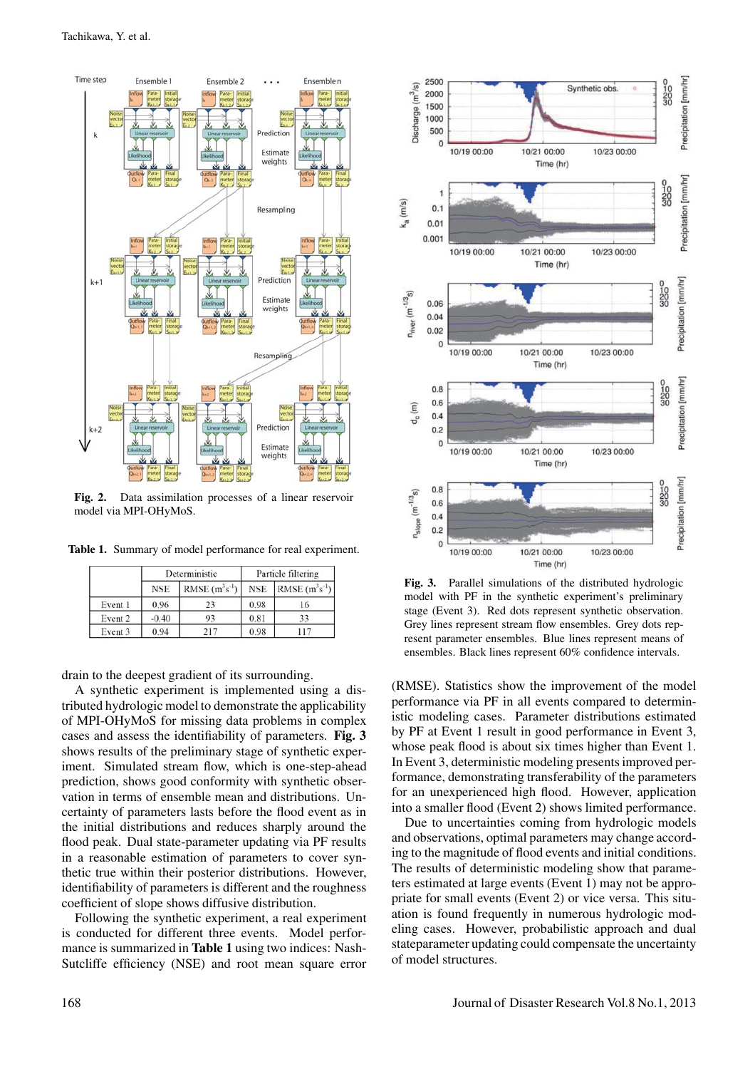Time step

Ensemble 1

Ensemble 2

• • •

Ensemble n

k

Prediction

Estimate weights

Resampling

k+1

Prediction

Estimate weights

Resampling

k+2

Prediction

Estimate weights

**Fig. 2.** Data assimilation processes of a linear reservoir model via MPI-OHyMoS.

**Table 1.** Summary of model performance for real experiment.

| | Deterministic | | Particle filtering | |
|---|---|---|---|---|
| | NSE | RMSE ($m^3s^{-1}$) | NSE | RMSE ($m^3s^{-1}$) |
| Event 1 | 0.96 | 23 | 0.98 | 16 |
| Event 2 | -0.40 | 93 | 0.81 | 33 |
| Event 3 | 0.94 | 217 | 0.98 | 117 |

drain to the deepest gradient of its surrounding.

A synthetic experiment is implemented using a distributed hydrologic model to demonstrate the applicability of MPI-OHyMoS for missing data problems in complex cases and assess the identifiability of parameters. **Fig. 3** shows results of the preliminary stage of synthetic experiment. Simulated stream flow, which is one-step-ahead prediction, shows good conformity with synthetic observation in terms of ensemble mean and distributions. Uncertainty of parameters lasts before the flood event as in the initial distributions and reduces sharply around the flood peak. Dual state-parameter updating via PF results in a reasonable estimation of parameters to cover synthetic true within their posterior distributions. However, identifiability of parameters is different and the roughness coefficient of slope shows diffusive distribution.

Following the synthetic experiment, a real experiment is conducted for different three events. Model performance is summarized in **Table 1** using two indices: Nash-Sutcliffe efficiency (NSE) and root mean square error (RMSE). Statistics show the improvement of the model performance via PF in all events compared to deterministic modeling cases. Parameter distributions estimated by PF at Event 1 result in good performance in Event 3, whose peak flood is about six times higher than Event 1. In Event 3, deterministic modeling presents improved performance, demonstrating transferability of the parameters for an unexperienced high flood. However, application into a smaller flood (Event 2) shows limited performance.

Due to uncertainties coming from hydrologic models and observations, optimal parameters may change according to the magnitude of flood events and initial conditions. The results of deterministic modeling show that parameters estimated at large events (Event 1) may not be appropriate for small events (Event 2) or vice versa. This situation is found frequently in numerous hydrologic modeling cases. However, probabilistic approach and dual stateparameter updating could compensate the uncertainty of model structures.

Discharge ($m^3/s$)
2500
2000
1500
1000
500
0
Synthetic obs.
10/19 00:00
10/21 00:00
10/23 00:00
Time (hr)
Precipitation [mm/hr]
0
10
20
30

$k_a$ (m/s)
1
0.1
0.01
0.001
10/19 00:00
10/21 00:00
10/23 00:00
Time (hr)
Precipitation [mm/hr]
0
10
20
30

$n_{river}$ ($m^{-1/3}s$)
0.06
0.04
0.02
0
10/19 00:00
10/21 00:00
10/23 00:00
Time (hr)
Precipitation [mm/hr]
0
10
20
30

$d_c$ (m)
0.8
0.6
0.4
0.2
0
10/19 00:00
10/21 00:00
10/23 00:00
Time (hr)
Precipitation [mm/hr]
0
10
20
30

$n_{slope}$ ($m^{-1/3}s$)
0.8
0.6
0.4
0.2
0
10/19 00:00
10/21 00:00
10/23 00:00
Time (hr)
Precipitation [mm/hr]
0
10
20
30

**Fig. 3.** Parallel simulations of the distributed hydrologic model with PF in the synthetic experiment's preliminary stage (Event 3). Red dots represent synthetic observation. Grey lines represent stream flow ensembles. Grey dots represent parameter ensembles. Blue lines represent means of ensembles. Black lines represent 60% confidence intervals.